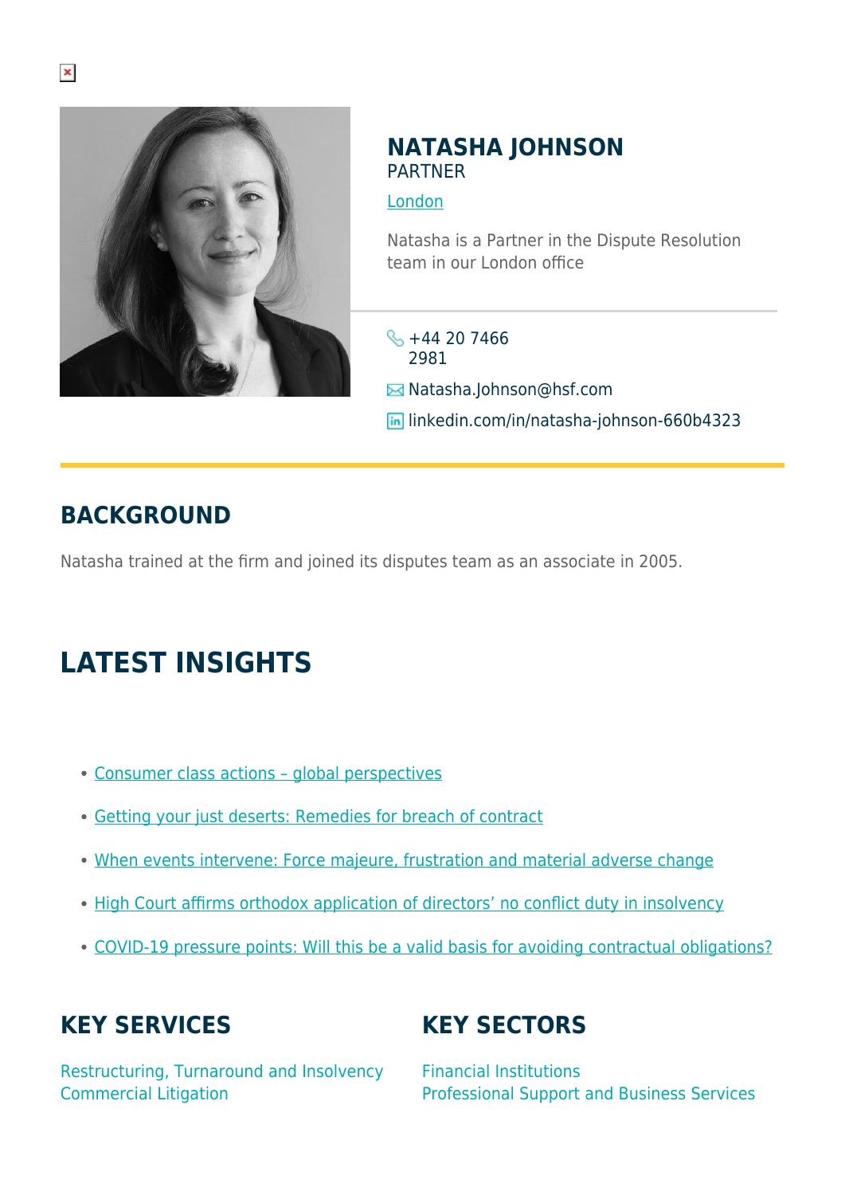# NATASHA JOHNSON

PARTNER

London

Natasha is a Partner in the Dispute Resolution team in our London office

+44 20 7466 2981

Natasha.Johnson@hsf.com

linkedin.com/in/natasha-johnson-660b4323

## BACKGROUND

Natasha trained at the firm and joined its disputes team as an associate in 2005.

## LATEST INSIGHTS

- Consumer class actions – global perspectives
- Getting your just deserts: Remedies for breach of contract
- When events intervene: Force majeure, frustration and material adverse change
- High Court affirms orthodox application of directors' no conflict duty in insolvency
- COVID-19 pressure points: Will this be a valid basis for avoiding contractual obligations?

## KEY SERVICES

Restructuring, Turnaround and Insolvency
Commercial Litigation

## KEY SECTORS

Financial Institutions
Professional Support and Business Services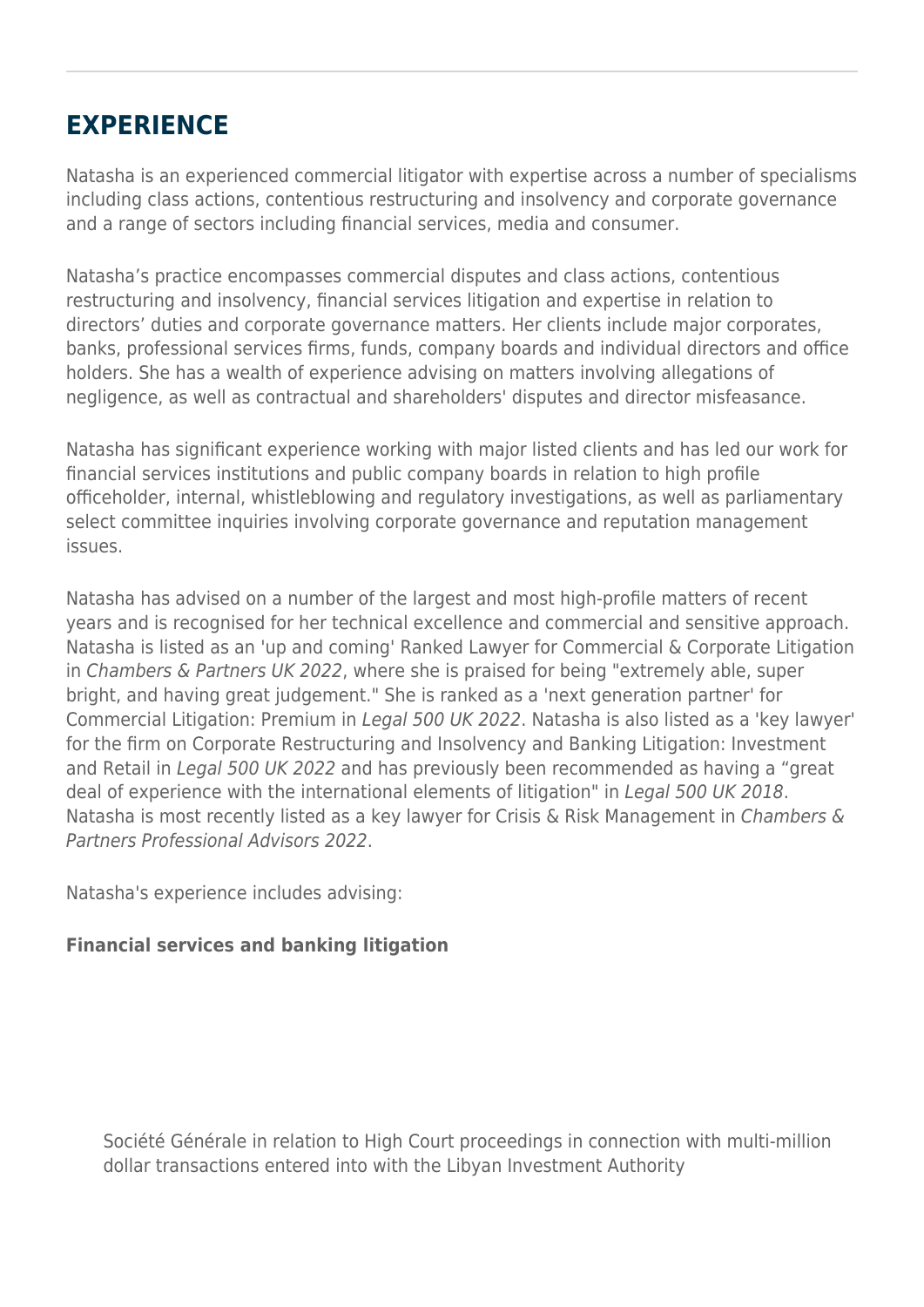## EXPERIENCE

Natasha is an experienced commercial litigator with expertise across a number of specialisms including class actions, contentious restructuring and insolvency and corporate governance and a range of sectors including financial services, media and consumer.

Natasha's practice encompasses commercial disputes and class actions, contentious restructuring and insolvency, financial services litigation and expertise in relation to directors' duties and corporate governance matters. Her clients include major corporates, banks, professional services firms, funds, company boards and individual directors and office holders. She has a wealth of experience advising on matters involving allegations of negligence, as well as contractual and shareholders' disputes and director misfeasance.

Natasha has significant experience working with major listed clients and has led our work for financial services institutions and public company boards in relation to high profile officeholder, internal, whistleblowing and regulatory investigations, as well as parliamentary select committee inquiries involving corporate governance and reputation management issues.

Natasha has advised on a number of the largest and most high-profile matters of recent years and is recognised for her technical excellence and commercial and sensitive approach. Natasha is listed as an 'up and coming' Ranked Lawyer for Commercial & Corporate Litigation in *Chambers & Partners UK 2022*, where she is praised for being "extremely able, super bright, and having great judgement." She is ranked as a 'next generation partner' for Commercial Litigation: Premium in *Legal 500 UK 2022*. Natasha is also listed as a 'key lawyer' for the firm on Corporate Restructuring and Insolvency and Banking Litigation: Investment and Retail in *Legal 500 UK 2022* and has previously been recommended as having a "great deal of experience with the international elements of litigation" in *Legal 500 UK 2018*. Natasha is most recently listed as a key lawyer for Crisis & Risk Management in *Chambers & Partners Professional Advisors 2022*.

Natasha's experience includes advising:

**Financial services and banking litigation**

- Société Générale in relation to High Court proceedings in connection with multi-million dollar transactions entered into with the Libyan Investment Authority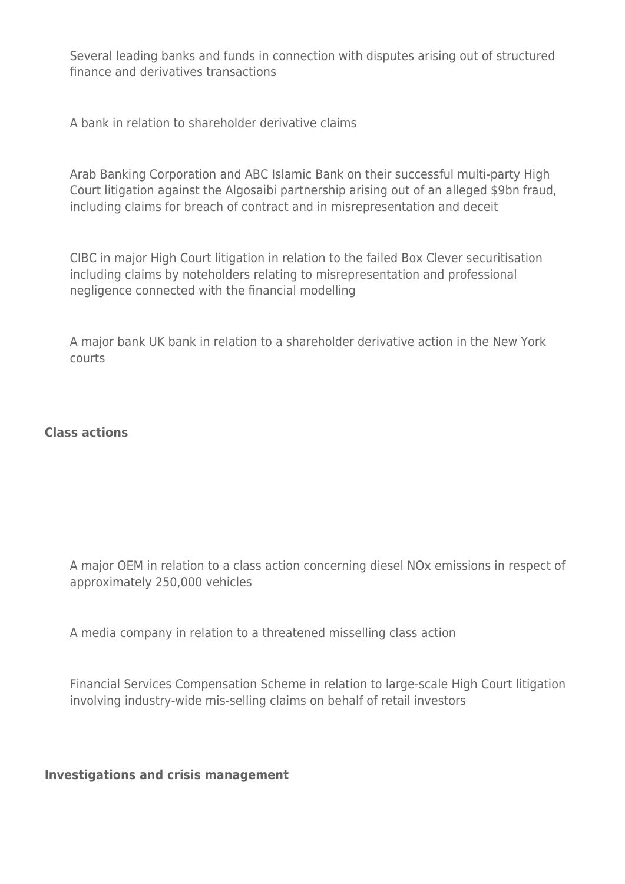Several leading banks and funds in connection with disputes arising out of structured finance and derivatives transactions

A bank in relation to shareholder derivative claims

Arab Banking Corporation and ABC Islamic Bank on their successful multi-party High Court litigation against the Algosaibi partnership arising out of an alleged $9bn fraud, including claims for breach of contract and in misrepresentation and deceit

CIBC in major High Court litigation in relation to the failed Box Clever securitisation including claims by noteholders relating to misrepresentation and professional negligence connected with the financial modelling

A major bank UK bank in relation to a shareholder derivative action in the New York courts

**Class actions**

A major OEM in relation to a class action concerning diesel NOx emissions in respect of approximately 250,000 vehicles

A media company in relation to a threatened misselling class action

Financial Services Compensation Scheme in relation to large-scale High Court litigation involving industry-wide mis-selling claims on behalf of retail investors

**Investigations and crisis management**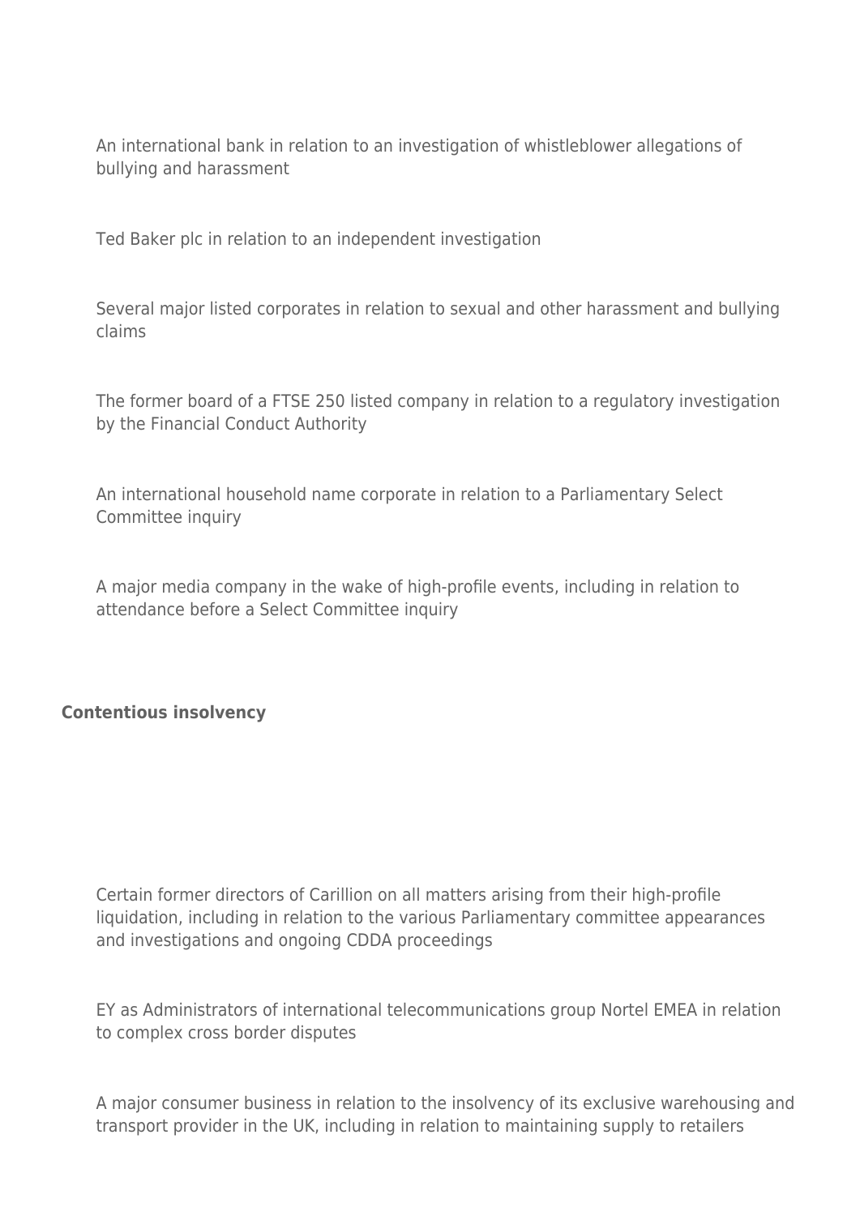An international bank in relation to an investigation of whistleblower allegations of bullying and harassment

Ted Baker plc in relation to an independent investigation

Several major listed corporates in relation to sexual and other harassment and bullying claims

The former board of a FTSE 250 listed company in relation to a regulatory investigation by the Financial Conduct Authority

An international household name corporate in relation to a Parliamentary Select Committee inquiry

A major media company in the wake of high-profile events, including in relation to attendance before a Select Committee inquiry

**Contentious insolvency**

Certain former directors of Carillion on all matters arising from their high-profile liquidation, including in relation to the various Parliamentary committee appearances and investigations and ongoing CDDA proceedings

EY as Administrators of international telecommunications group Nortel EMEA in relation to complex cross border disputes

A major consumer business in relation to the insolvency of its exclusive warehousing and transport provider in the UK, including in relation to maintaining supply to retailers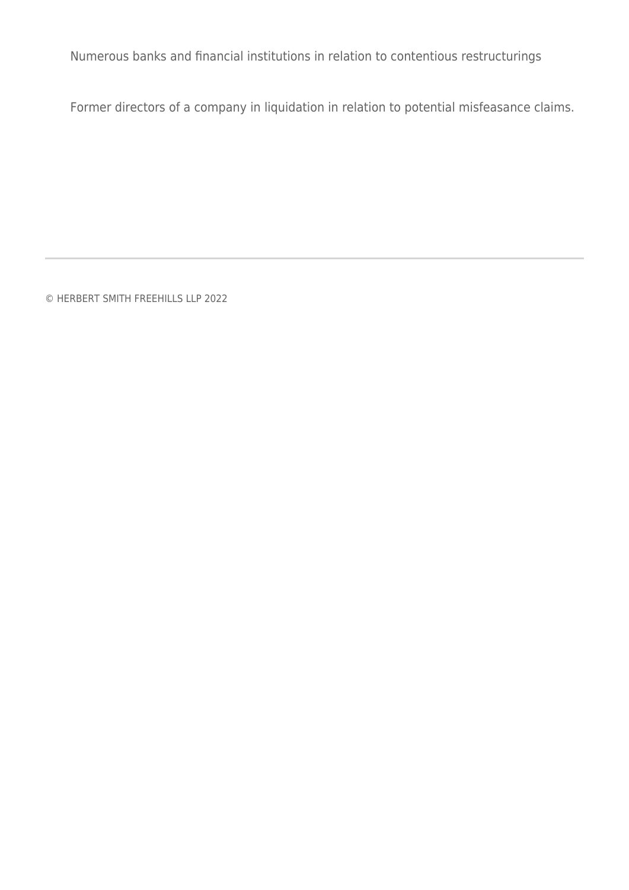Numerous banks and financial institutions in relation to contentious restructurings

Former directors of a company in liquidation in relation to potential misfeasance claims.

---

© HERBERT SMITH FREEHILLS LLP 2022